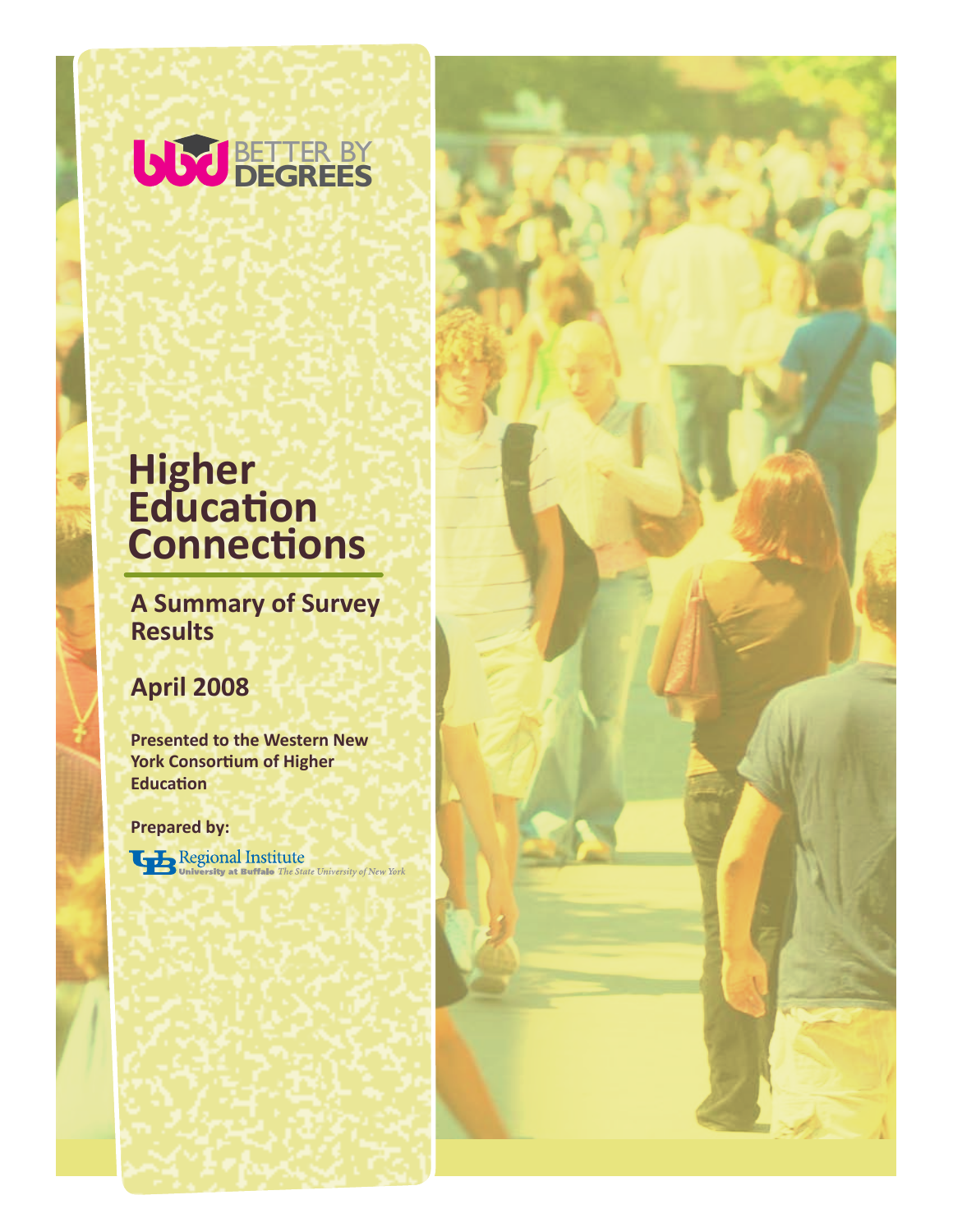BETTER BY DEGREES

# Higher Education Connections

## A Summary of Survey Results

## April 2008

**Presented to the Western New York Consortium of Higher Education**

**Prepared by:**

Regional Institute
University at Buffalo *The State University of New York*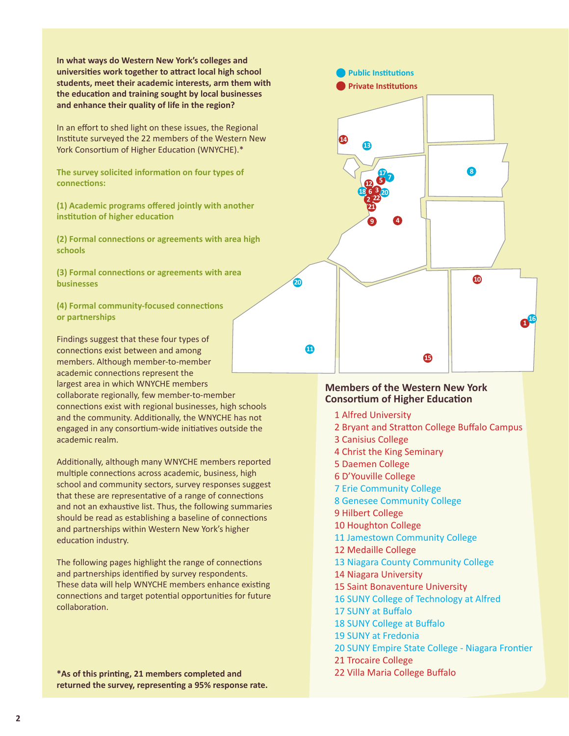**In what ways do Western New York's colleges and universities work together to attract local high school students, meet their academic interests, arm them with the education and training sought by local businesses and enhance their quality of life in the region?**

In an effort to shed light on these issues, the Regional Institute surveyed the 22 members of the Western New York Consortium of Higher Education (WNYCHE).*

**The survey solicited information on four types of connections:**

**(1) Academic programs offered jointly with another institution of higher education**

**(2) Formal connections or agreements with area high schools**

**(3) Formal connections or agreements with area businesses**

**(4) Formal community-focused connections or partnerships**

Findings suggest that these four types of connections exist between and among members. Although member-to-member academic connections represent the largest area in which WNYCHE members collaborate regionally, few member-to-member connections exist with regional businesses, high schools and the community. Additionally, the WNYCHE has not engaged in any consortium-wide initiatives outside the academic realm.

Additionally, although many WNYCHE members reported multiple connections across academic, business, high school and community sectors, survey responses suggest that these are representative of a range of connections and not an exhaustive list. Thus, the following summaries should be read as establishing a baseline of connections and partnerships within Western New York's higher education industry.

The following pages highlight the range of connections and partnerships identified by survey respondents. These data will help WNYCHE members enhance existing connections and target potential opportunities for future collaboration.

**\*As of this printing, 21 members completed and returned the survey, representing a 95% response rate.**

Public Institutions

Private Institutions

## Members of the Western New York Consortium of Higher Education

1 Alfred University
2 Bryant and Stratton College Buffalo Campus
3 Canisius College
4 Christ the King Seminary
5 Daemen College
6 D'Youville College
7 Erie Community College
8 Genesee Community College
9 Hilbert College
10 Houghton College
11 Jamestown Community College
12 Medaille College
13 Niagara County Community College
14 Niagara University
15 Saint Bonaventure University
16 SUNY College of Technology at Alfred
17 SUNY at Buffalo
18 SUNY College at Buffalo
19 SUNY at Fredonia
20 SUNY Empire State College - Niagara Frontier
21 Trocaire College
22 Villa Maria College Buffalo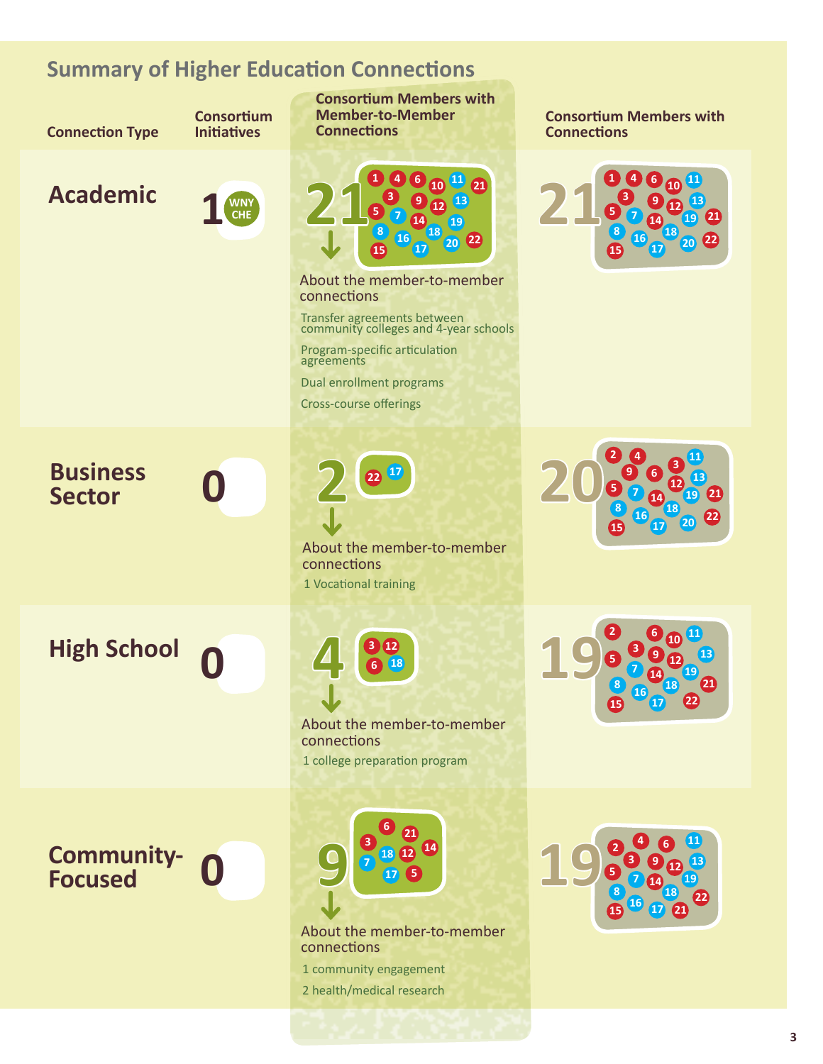## Summary of Higher Education Connections

| Connection Type | Consortium Initiatives | Consortium Members with Member-to-Member Connections | Consortium Members with Connections |
|---|---|---|---|
| **Academic** | 1 (WNY CHE) | 21 (1, 4, 6, 10, 11, 21, 3, 9, 12, 13, 5, 7, 14, 19, 8, 16, 18, 22, 15, 17, 20) | 21 (1, 4, 6, 10, 11, 3, 9, 12, 13, 5, 7, 14, 19, 21, 8, 16, 18, 15, 17, 20, 22) |
| **Business Sector** | 0 | 2 (22, 17) | 20 (2, 4, 11, 9, 6, 3, 13, 5, 7, 12, 14, 19, 21, 8, 18, 16, 22, 15, 17, 20) |
| **High School** | 0 | 4 (3, 12, 6, 18) | 19 (2, 6, 10, 11, 3, 9, 13, 5, 12, 7, 14, 19, 8, 18, 21, 16, 15, 17, 22) |
| **Community-Focused** | 0 | 9 (6, 21, 3, 14, 18, 12, 7, 17, 5) | 19 (4, 6, 11, 2, 3, 9, 12, 13, 5, 7, 14, 19, 8, 18, 16, 22, 15, 17, 21) |

**Academic** — About the member-to-member connections

- Transfer agreements between community colleges and 4-year schools
- Program-specific articulation agreements
- Dual enrollment programs
- Cross-course offerings

**Business Sector** — About the member-to-member connections

- 1 Vocational training

**High School** — About the member-to-member connections

- 1 college preparation program

**Community-Focused** — About the member-to-member connections

- 1 community engagement
- 2 health/medical research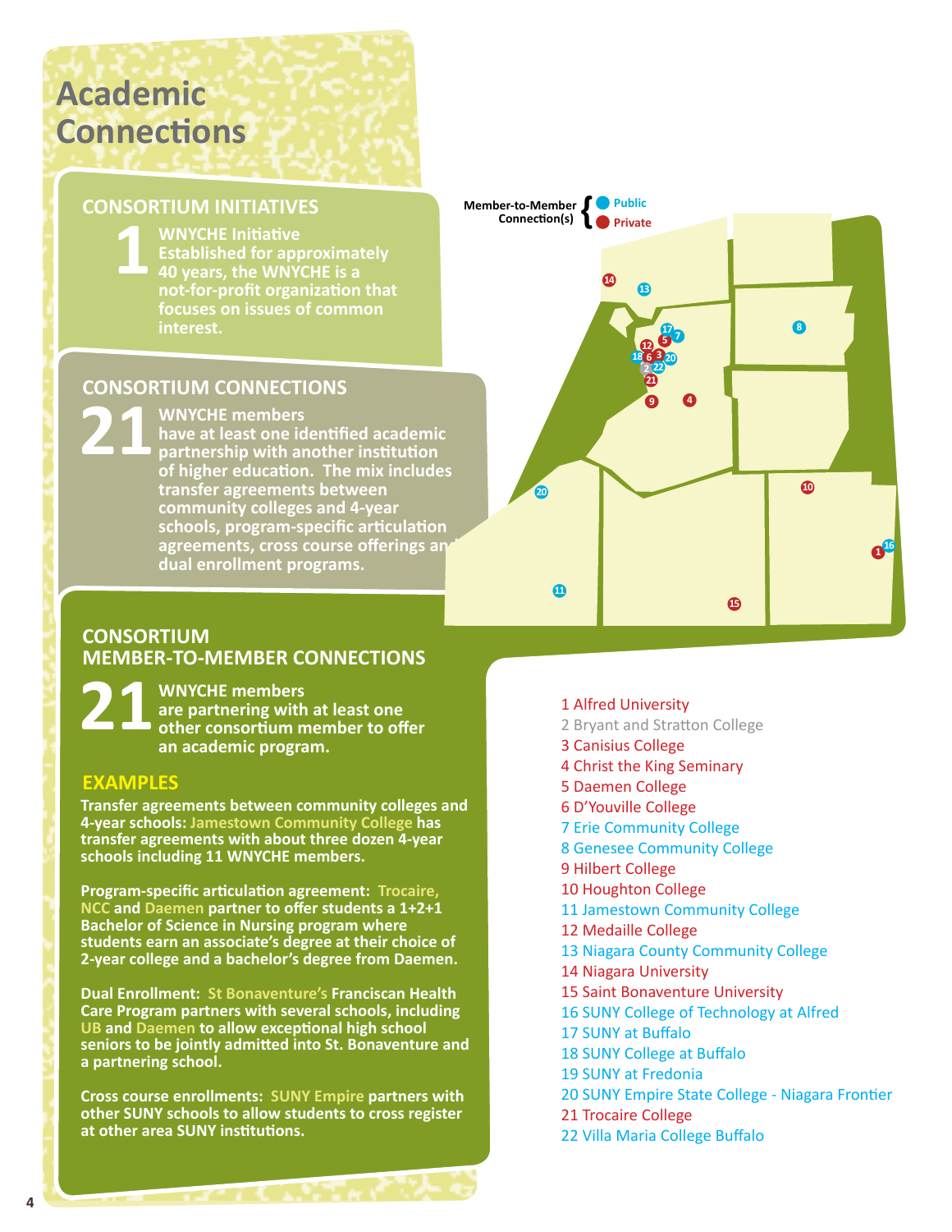# Academic Connections

## CONSORTIUM INITIATIVES

**1**

**WNYCHE Initiative**
**Established for approximately 40 years, the WNYCHE is a not-for-profit organization that focuses on issues of common interest.**

## CONSORTIUM CONNECTIONS

**21**

**WNYCHE members have at least one identified academic partnership with another institution of higher education. The mix includes transfer agreements between community colleges and 4-year schools, program-specific articulation agreements, cross course offerings and dual enrollment programs.**

## CONSORTIUM MEMBER-TO-MEMBER CONNECTIONS

**21**

**WNYCHE members are partnering with at least one other consortium member to offer an academic program.**

### EXAMPLES

**Transfer agreements between community colleges and 4-year schools: Jamestown Community College has transfer agreements with about three dozen 4-year schools including 11 WNYCHE members.**

**Program-specific articulation agreement: Trocaire, NCC and Daemen partner to offer students a 1+2+1 Bachelor of Science in Nursing program where students earn an associate's degree at their choice of 2-year college and a bachelor's degree from Daemen.**

**Dual Enrollment: St Bonaventure's Franciscan Health Care Program partners with several schools, including UB and Daemen to allow exceptional high school seniors to be jointly admitted into St. Bonaventure and a partnering school.**

**Cross course enrollments: SUNY Empire partners with other SUNY schools to allow students to cross register at other area SUNY institutions.**

Member-to-Member Connection(s): Public / Private

1 Alfred University
2 Bryant and Stratton College
3 Canisius College
4 Christ the King Seminary
5 Daemen College
6 D'Youville College
7 Erie Community College
8 Genesee Community College
9 Hilbert College
10 Houghton College
11 Jamestown Community College
12 Medaille College
13 Niagara County Community College
14 Niagara University
15 Saint Bonaventure University
16 SUNY College of Technology at Alfred
17 SUNY at Buffalo
18 SUNY College at Buffalo
19 SUNY at Fredonia
20 SUNY Empire State College - Niagara Frontier
21 Trocaire College
22 Villa Maria College Buffalo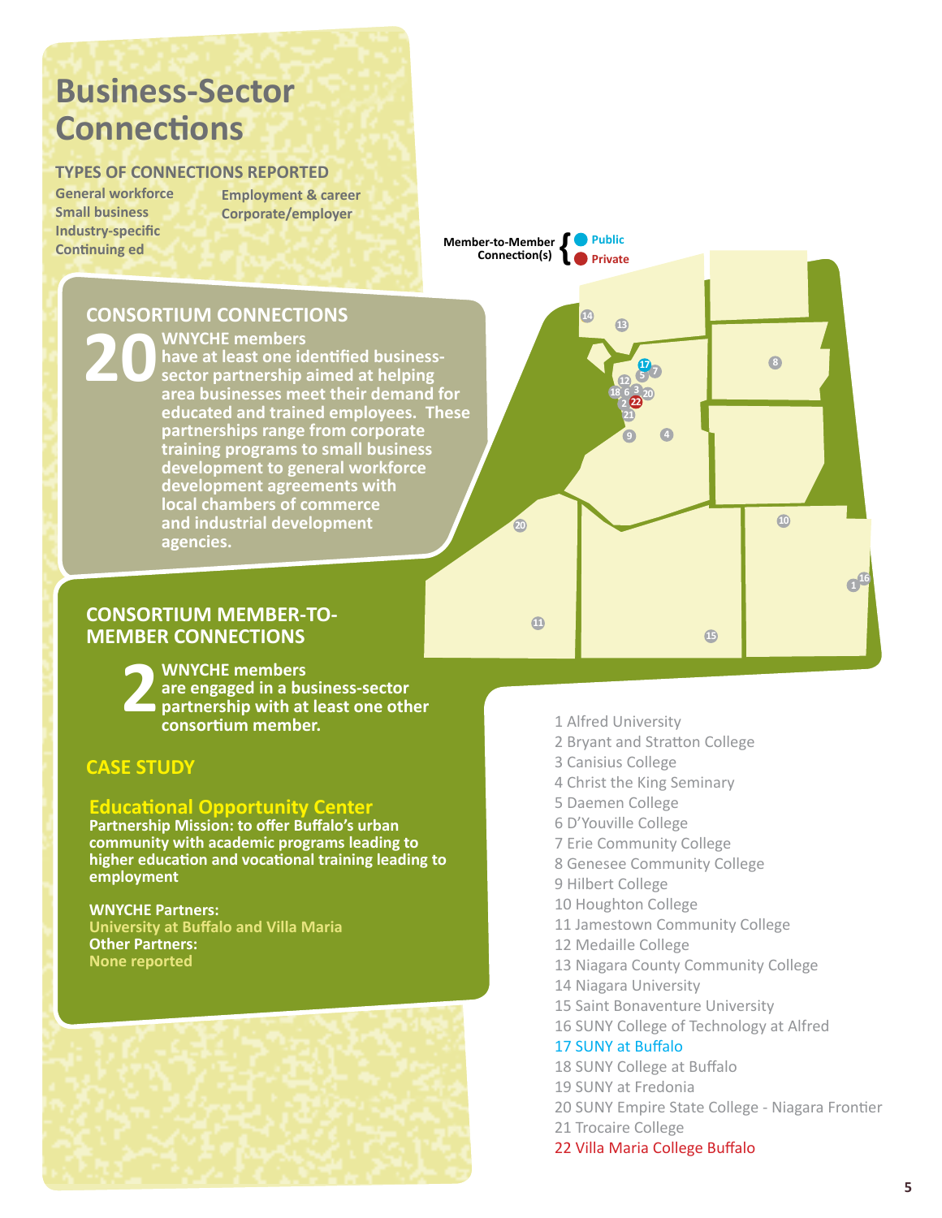# Business-Sector Connections

## TYPES OF CONNECTIONS REPORTED

- General workforce
- Small business
- Industry-specific
- Continuing ed
- Employment & career
- Corporate/employer

## CONSORTIUM CONNECTIONS

**20** WNYCHE members have at least one identified business-sector partnership aimed at helping area businesses meet their demand for educated and trained employees. These partnerships range from corporate training programs to small business development to general workforce development agreements with local chambers of commerce and industrial development agencies.

## CONSORTIUM MEMBER-TO-MEMBER CONNECTIONS

**2** WNYCHE members are engaged in a business-sector partnership with at least one other consortium member.

## CASE STUDY

### Educational Opportunity Center

**Partnership Mission: to offer Buffalo's urban community with academic programs leading to higher education and vocational training leading to employment**

**WNYCHE Partners:**
University at Buffalo and Villa Maria

**Other Partners:**
None reported

Member-to-Member Connection(s): Public / Private

1 Alfred University
2 Bryant and Stratton College
3 Canisius College
4 Christ the King Seminary
5 Daemen College
6 D'Youville College
7 Erie Community College
8 Genesee Community College
9 Hilbert College
10 Houghton College
11 Jamestown Community College
12 Medaille College
13 Niagara County Community College
14 Niagara University
15 Saint Bonaventure University
16 SUNY College of Technology at Alfred
17 SUNY at Buffalo
18 SUNY College at Buffalo
19 SUNY at Fredonia
20 SUNY Empire State College - Niagara Frontier
21 Trocaire College
22 Villa Maria College Buffalo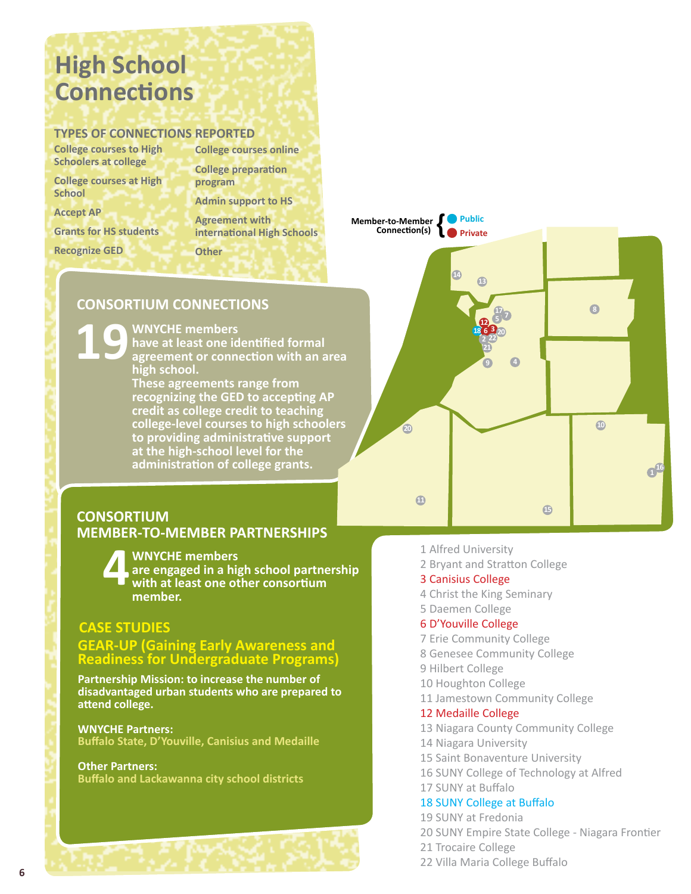# High School Connections

## TYPES OF CONNECTIONS REPORTED

- College courses to High Schoolers at college
- College courses at High School
- Accept AP
- Grants for HS students
- Recognize GED
- College courses online
- College preparation program
- Admin support to HS
- Agreement with international High Schools
- Other

## CONSORTIUM CONNECTIONS

**19** **WNYCHE members have at least one identified formal agreement or connection with an area high school. These agreements range from recognizing the GED to accepting AP credit as college credit to teaching college-level courses to high schoolers to providing administrative support at the high-school level for the administration of college grants.**

## CONSORTIUM MEMBER-TO-MEMBER PARTNERSHIPS

**4** **WNYCHE members are engaged in a high school partnership with at least one other consortium member.**

## CASE STUDIES

### GEAR-UP (Gaining Early Awareness and Readiness for Undergraduate Programs)

**Partnership Mission: to increase the number of disadvantaged urban students who are prepared to attend college.**

**WNYCHE Partners:**
**Buffalo State, D'Youville, Canisius and Medaille**

**Other Partners:**
**Buffalo and Lackawanna city school districts**

Member-to-Member Connection(s): Public / Private

1 Alfred University
2 Bryant and Stratton College
3 Canisius College
4 Christ the King Seminary
5 Daemen College
6 D'Youville College
7 Erie Community College
8 Genesee Community College
9 Hilbert College
10 Houghton College
11 Jamestown Community College
12 Medaille College
13 Niagara County Community College
14 Niagara University
15 Saint Bonaventure University
16 SUNY College of Technology at Alfred
17 SUNY at Buffalo
18 SUNY College at Buffalo
19 SUNY at Fredonia
20 SUNY Empire State College - Niagara Frontier
21 Trocaire College
22 Villa Maria College Buffalo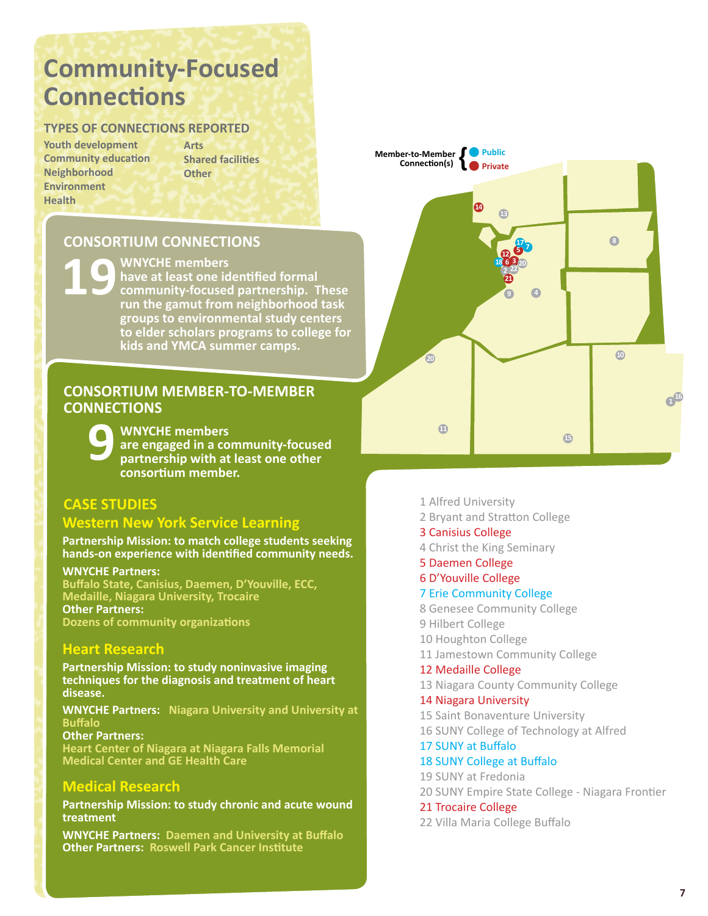# Community-Focused Connections

## TYPES OF CONNECTIONS REPORTED

- Youth development
- Community education
- Neighborhood
- Environment
- Health
- Arts
- Shared facilities
- Other

## CONSORTIUM CONNECTIONS

**19** WNYCHE members have at least one identified formal community-focused partnership. These run the gamut from neighborhood task groups to environmental study centers to elder scholars programs to college for kids and YMCA summer camps.

## CONSORTIUM MEMBER-TO-MEMBER CONNECTIONS

**9** WNYCHE members are engaged in a community-focused partnership with at least one other consortium member.

## CASE STUDIES

### Western New York Service Learning

**Partnership Mission: to match college students seeking hands-on experience with identified community needs.**

**WNYCHE Partners:**
Buffalo State, Canisius, Daemen, D'Youville, ECC, Medaille, Niagara University, Trocaire
**Other Partners:**
Dozens of community organizations

### Heart Research

**Partnership Mission: to study noninvasive imaging techniques for the diagnosis and treatment of heart disease.**

**WNYCHE Partners:** Niagara University and University at Buffalo
**Other Partners:**
Heart Center of Niagara at Niagara Falls Memorial Medical Center and GE Health Care

### Medical Research

**Partnership Mission: to study chronic and acute wound treatment**

**WNYCHE Partners:** Daemen and University at Buffalo
**Other Partners:** Roswell Park Cancer Institute

Member-to-Member Connection(s): Public / Private

1 Alfred University
2 Bryant and Stratton College
3 Canisius College
4 Christ the King Seminary
5 Daemen College
6 D'Youville College
7 Erie Community College
8 Genesee Community College
9 Hilbert College
10 Houghton College
11 Jamestown Community College
12 Medaille College
13 Niagara County Community College
14 Niagara University
15 Saint Bonaventure University
16 SUNY College of Technology at Alfred
17 SUNY at Buffalo
18 SUNY College at Buffalo
19 SUNY at Fredonia
20 SUNY Empire State College - Niagara Frontier
21 Trocaire College
22 Villa Maria College Buffalo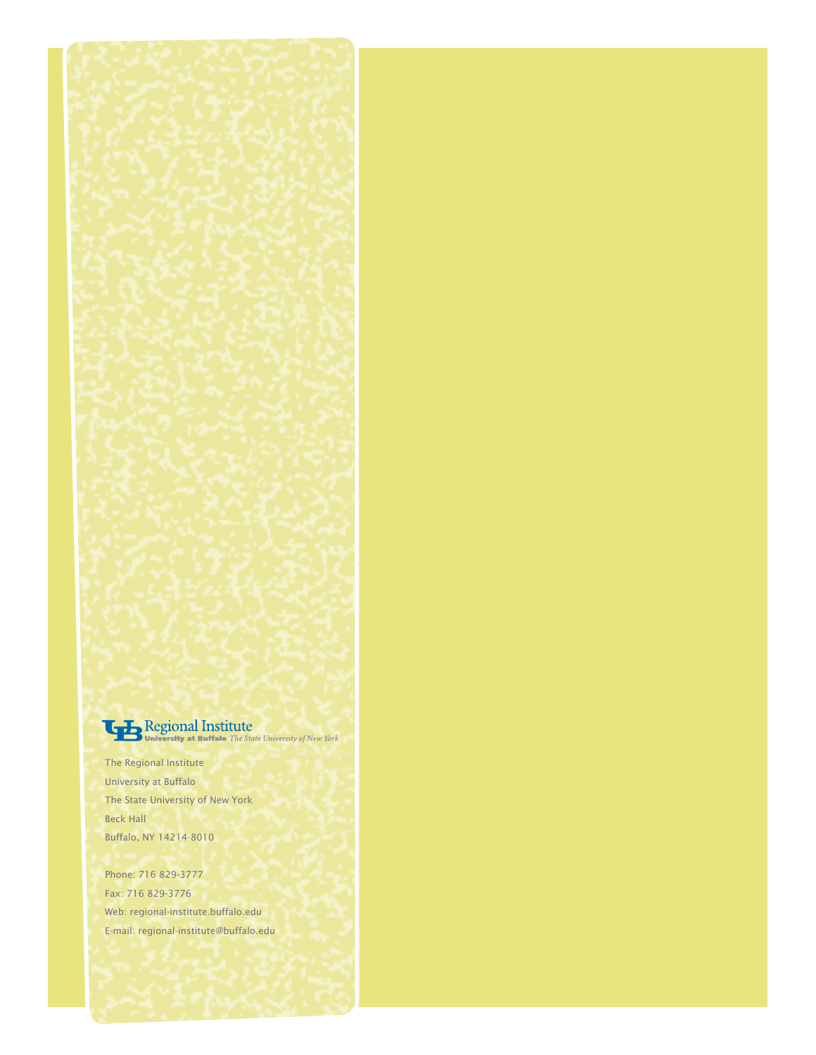Regional Institute
University at Buffalo *The State University of New York*

The Regional Institute
University at Buffalo
The State University of New York
Beck Hall
Buffalo, NY 14214-8010

Phone: 716 829-3777
Fax: 716 829-3776
Web: regional-institute.buffalo.edu
E-mail: regional-institute@buffalo.edu